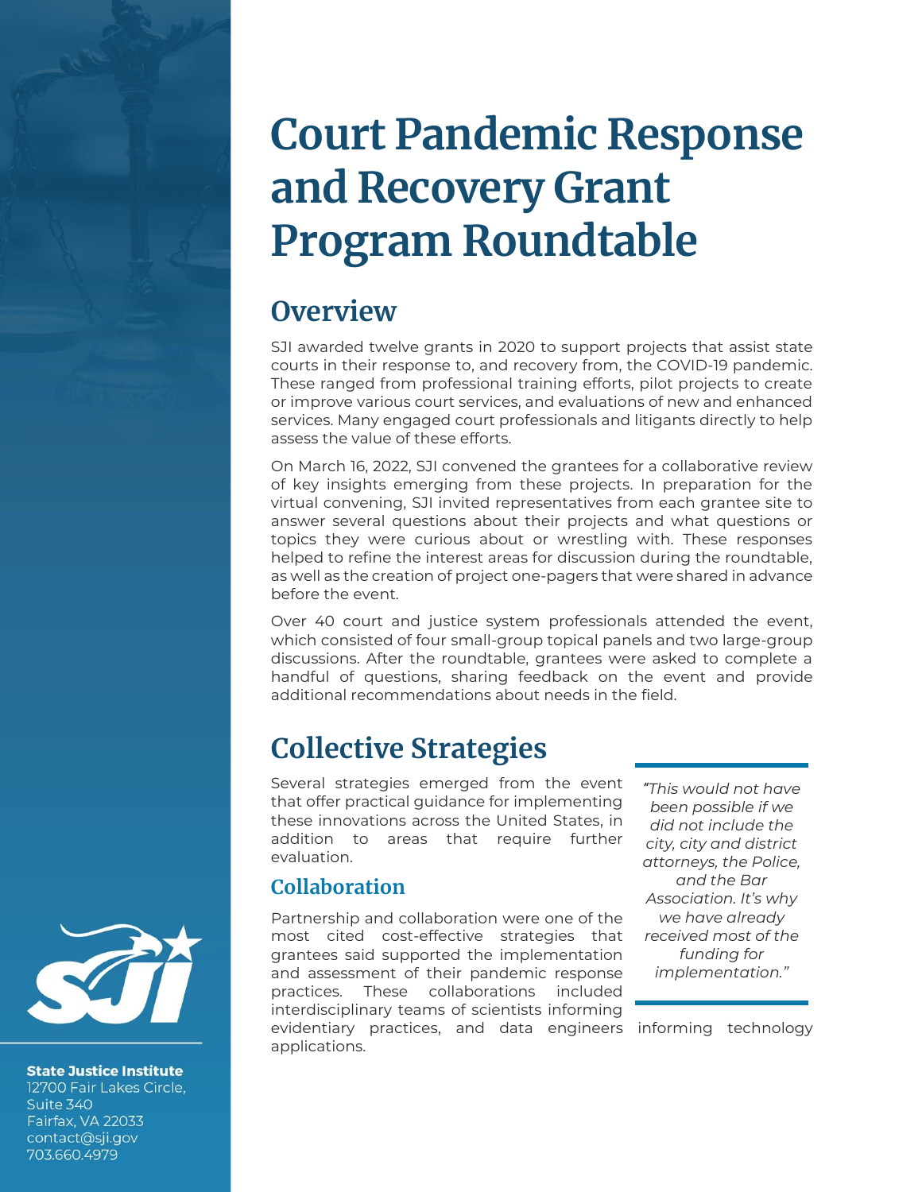# Court Pandemic Response and Recovery Grant Program Roundtable

## Overview

SJI awarded twelve grants in 2020 to support projects that assist state courts in their response to, and recovery from, the COVID-19 pandemic. These ranged from professional training efforts, pilot projects to create or improve various court services, and evaluations of new and enhanced services. Many engaged court professionals and litigants directly to help assess the value of these efforts.

On March 16, 2022, SJI convened the grantees for a collaborative review of key insights emerging from these projects. In preparation for the virtual convening, SJI invited representatives from each grantee site to answer several questions about their projects and what questions or topics they were curious about or wrestling with. These responses helped to refine the interest areas for discussion during the roundtable, as well as the creation of project one-pagers that were shared in advance before the event.

Over 40 court and justice system professionals attended the event, which consisted of four small-group topical panels and two large-group discussions. After the roundtable, grantees were asked to complete a handful of questions, sharing feedback on the event and provide additional recommendations about needs in the field.

## Collective Strategies

Several strategies emerged from the event that offer practical guidance for implementing these innovations across the United States, in addition to areas that require further evaluation.

> *"This would not have been possible if we did not include the city, city and district attorneys, the Police, and the Bar Association. It's why we have already received most of the funding for implementation."*

### Collaboration

Partnership and collaboration were one of the most cited cost-effective strategies that grantees said supported the implementation and assessment of their pandemic response practices. These collaborations included interdisciplinary teams of scientists informing evidentiary practices, and data engineers informing technology applications.

**State Justice Institute**
12700 Fair Lakes Circle,
Suite 340
Fairfax, VA 22033
contact@sji.gov
703.660.4979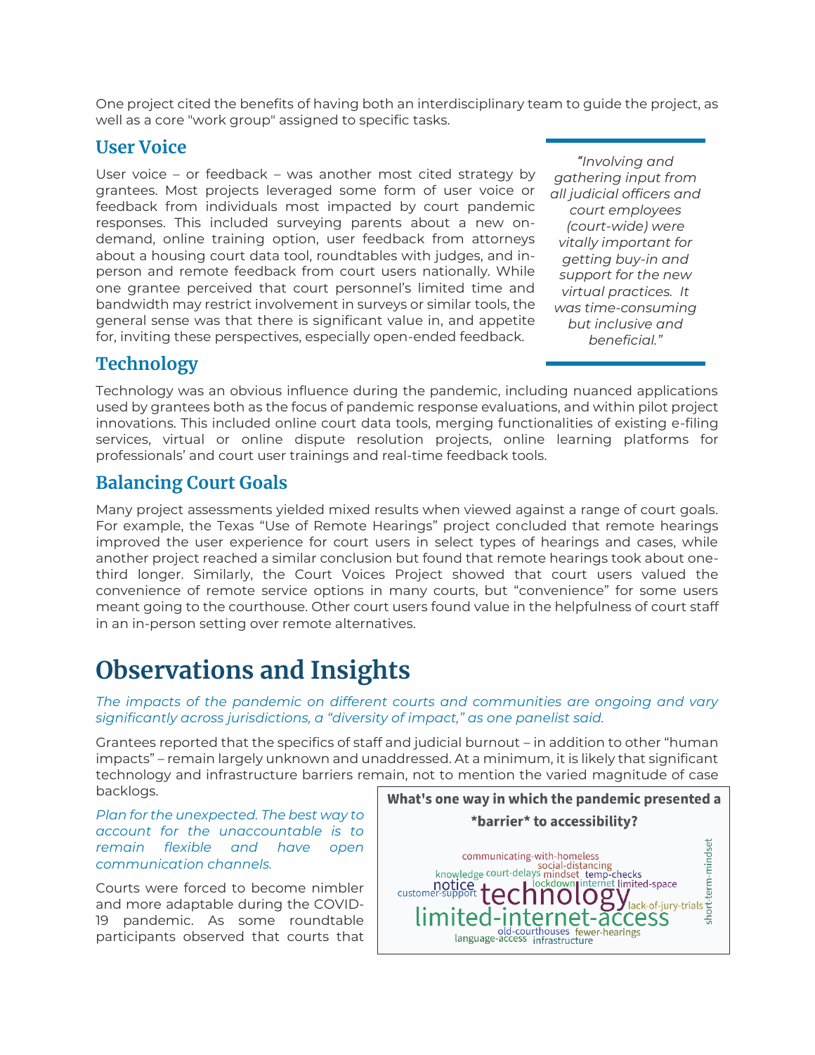One project cited the benefits of having both an interdisciplinary team to guide the project, as well as a core "work group" assigned to specific tasks.

## User Voice

User voice – or feedback – was another most cited strategy by grantees. Most projects leveraged some form of user voice or feedback from individuals most impacted by court pandemic responses. This included surveying parents about a new on-demand, online training option, user feedback from attorneys about a housing court data tool, roundtables with judges, and in-person and remote feedback from court users nationally. While one grantee perceived that court personnel's limited time and bandwidth may restrict involvement in surveys or similar tools, the general sense was that there is significant value in, and appetite for, inviting these perspectives, especially open-ended feedback.

> *"Involving and gathering input from all judicial officers and court employees (court-wide) were vitally important for getting buy-in and support for the new virtual practices. It was time-consuming but inclusive and beneficial."*

## Technology

Technology was an obvious influence during the pandemic, including nuanced applications used by grantees both as the focus of pandemic response evaluations, and within pilot project innovations. This included online court data tools, merging functionalities of existing e-filing services, virtual or online dispute resolution projects, online learning platforms for professionals' and court user trainings and real-time feedback tools.

## Balancing Court Goals

Many project assessments yielded mixed results when viewed against a range of court goals. For example, the Texas "Use of Remote Hearings" project concluded that remote hearings improved the user experience for court users in select types of hearings and cases, while another project reached a similar conclusion but found that remote hearings took about one-third longer. Similarly, the Court Voices Project showed that court users valued the convenience of remote service options in many courts, but "convenience" for some users meant going to the courthouse. Other court users found value in the helpfulness of court staff in an in-person setting over remote alternatives.

# Observations and Insights

*The impacts of the pandemic on different courts and communities are ongoing and vary significantly across jurisdictions, a "diversity of impact," as one panelist said.*

Grantees reported that the specifics of staff and judicial burnout – in addition to other "human impacts" – remain largely unknown and unaddressed. At a minimum, it is likely that significant technology and infrastructure barriers remain, not to mention the varied magnitude of case backlogs.

**What's one way in which the pandemic presented a \*barrier\* to accessibility?**

communicating-with-homeless, social-distancing, knowledge, court-delays, mindset, temp-checks, notice, customer-support, technology, lockdown, internet, limited-space, lack-of-jury-trials, short-term-mindset, limited-internet-access, old-courthouses, fewer-hearings, language-access, infrastructure

*Plan for the unexpected. The best way to account for the unaccountable is to remain flexible and have open communication channels.*

Courts were forced to become nimbler and more adaptable during the COVID-19 pandemic. As some roundtable participants observed that courts that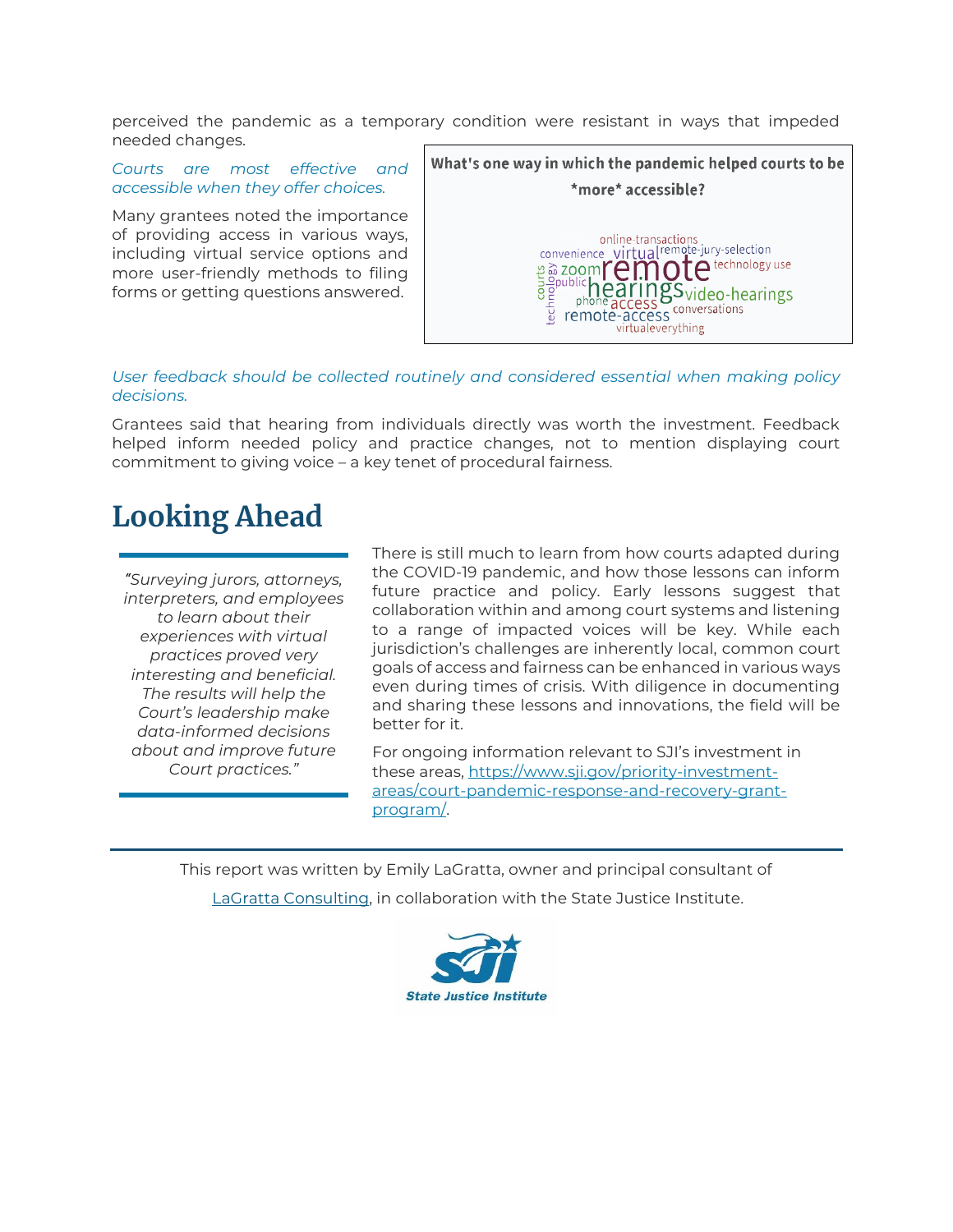perceived the pandemic as a temporary condition were resistant in ways that impeded needed changes.

*Courts are most effective and accessible when they offer choices.*

Many grantees noted the importance of providing access in various ways, including virtual service options and more user-friendly methods to filing forms or getting questions answered.

**What's one way in which the pandemic helped courts to be \*more\* accessible?**

online-transactions
convenience
virtual
remote-jury-selection
zoom
remote
technology use
courts
technology
public
hearings
video-hearings
phone
access
remote-access
conversations
virtualeverything

*User feedback should be collected routinely and considered essential when making policy decisions.*

Grantees said that hearing from individuals directly was worth the investment. Feedback helped inform needed policy and practice changes, not to mention displaying court commitment to giving voice – a key tenet of procedural fairness.

# Looking Ahead

> *"Surveying jurors, attorneys, interpreters, and employees to learn about their experiences with virtual practices proved very interesting and beneficial. The results will help the Court's leadership make data-informed decisions about and improve future Court practices."*

There is still much to learn from how courts adapted during the COVID-19 pandemic, and how those lessons can inform future practice and policy. Early lessons suggest that collaboration within and among court systems and listening to a range of impacted voices will be key. While each jurisdiction's challenges are inherently local, common court goals of access and fairness can be enhanced in various ways even during times of crisis. With diligence in documenting and sharing these lessons and innovations, the field will be better for it.

For ongoing information relevant to SJI's investment in these areas, [https://www.sji.gov/priority-investment-areas/court-pandemic-response-and-recovery-grant-program/](https://www.sji.gov/priority-investment-areas/court-pandemic-response-and-recovery-grant-program/).

---

This report was written by Emily LaGratta, owner and principal consultant of [LaGratta Consulting](), in collaboration with the State Justice Institute.

SJI State Justice Institute